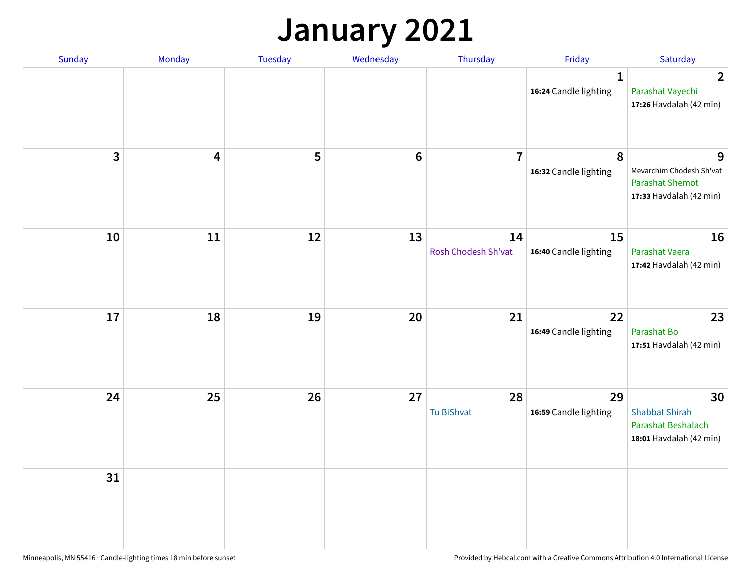# January 2021

| Sunday | Monday | Tuesday | Wednesday | Thursday | Friday | Saturday |
|---|---|---|---|---|---|---|
| | | | | | 1<br>**16:24** Candle lighting | 2<br>Parashat Vayechi<br>**17:26** Havdalah (42 min) |
| 3 | 4 | 5 | 6 | 7 | 8<br>**16:32** Candle lighting | 9<br>Mevarchim Chodesh Sh'vat<br>Parashat Shemot<br>**17:33** Havdalah (42 min) |
| 10 | 11 | 12 | 13 | 14<br>Rosh Chodesh Sh'vat | 15<br>**16:40** Candle lighting | 16<br>Parashat Vaera<br>**17:42** Havdalah (42 min) |
| 17 | 18 | 19 | 20 | 21 | 22<br>**16:49** Candle lighting | 23<br>Parashat Bo<br>**17:51** Havdalah (42 min) |
| 24 | 25 | 26 | 27 | 28<br>Tu BiShvat | 29<br>**16:59** Candle lighting | 30<br>Shabbat Shirah<br>Parashat Beshalach<br>**18:01** Havdalah (42 min) |
| 31 | | | | | | |

Minneapolis, MN 55416 · Candle-lighting times 18 min before sunset

Provided by Hebcal.com with a Creative Commons Attribution 4.0 International License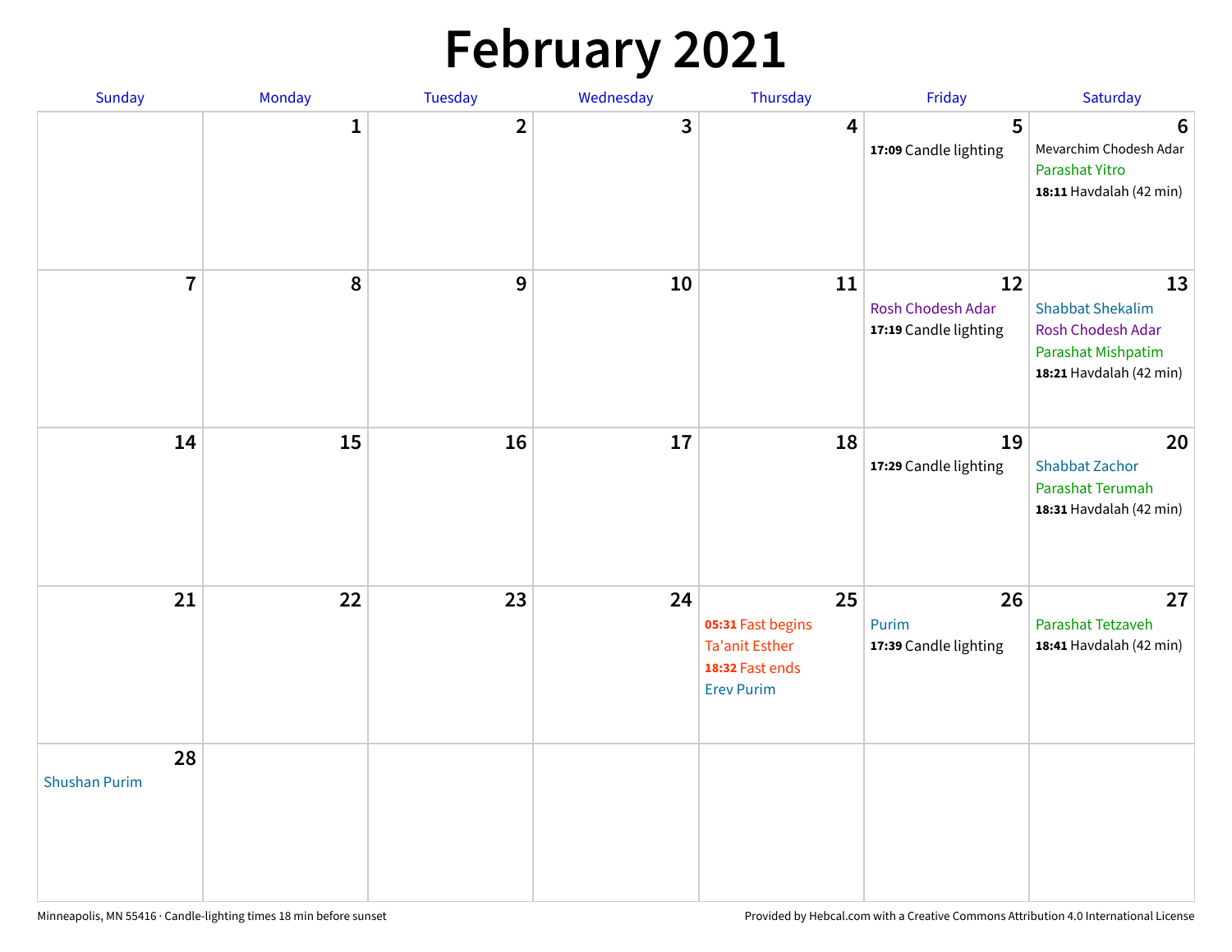# February 2021

| Sunday | Monday | Tuesday | Wednesday | Thursday | Friday | Saturday |
|---|---|---|---|---|---|---|
| | 1 | 2 | 3 | 4 | 5<br>**17:09** Candle lighting | 6<br>Mevarchim Chodesh Adar<br>Parashat Yitro<br>**18:11** Havdalah (42 min) |
| 7 | 8 | 9 | 10 | 11 | 12<br>Rosh Chodesh Adar<br>**17:19** Candle lighting | 13<br>Shabbat Shekalim<br>Rosh Chodesh Adar<br>Parashat Mishpatim<br>**18:21** Havdalah (42 min) |
| 14 | 15 | 16 | 17 | 18 | 19<br>**17:29** Candle lighting | 20<br>Shabbat Zachor<br>Parashat Terumah<br>**18:31** Havdalah (42 min) |
| 21 | 22 | 23 | 24 | 25<br>**05:31** Fast begins<br>Ta'anit Esther<br>**18:32** Fast ends<br>Erev Purim | 26<br>Purim<br>**17:39** Candle lighting | 27<br>Parashat Tetzaveh<br>**18:41** Havdalah (42 min) |
| 28<br>Shushan Purim | | | | | | |

Minneapolis, MN 55416 · Candle-lighting times 18 min before sunset

Provided by Hebcal.com with a Creative Commons Attribution 4.0 International License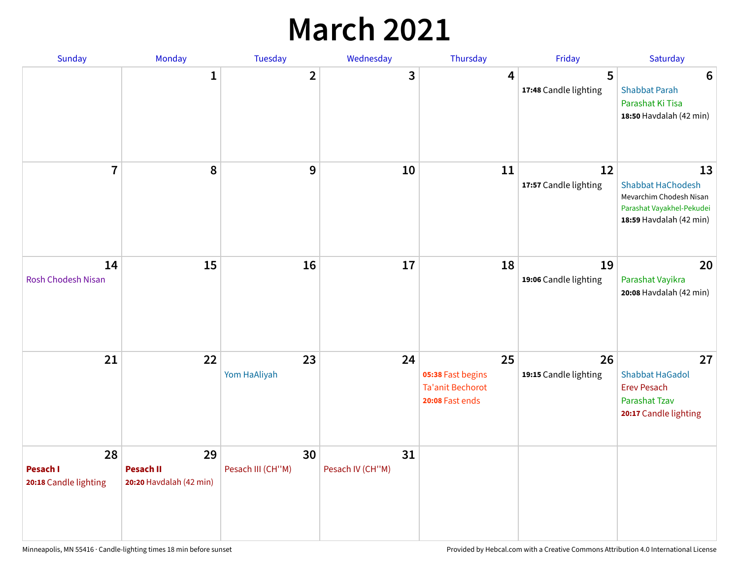# March 2021

| Sunday | Monday | Tuesday | Wednesday | Thursday | Friday | Saturday |
|---|---|---|---|---|---|---|
| | 1 | 2 | 3 | 4 | 5<br>**17:48** Candle lighting | 6<br>Shabbat Parah<br>Parashat Ki Tisa<br>**18:50** Havdalah (42 min) |
| 7 | 8 | 9 | 10 | 11 | 12<br>**17:57** Candle lighting | 13<br>Shabbat HaChodesh<br>Mevarchim Chodesh Nisan<br>Parashat Vayakhel-Pekudei<br>**18:59** Havdalah (42 min) |
| 14<br>Rosh Chodesh Nisan | 15 | 16 | 17 | 18 | 19<br>**19:06** Candle lighting | 20<br>Parashat Vayikra<br>**20:08** Havdalah (42 min) |
| 21 | 22 | 23<br>Yom HaAliyah | 24 | 25<br>**05:38** Fast begins<br>Ta'anit Bechorot<br>**20:08** Fast ends | 26<br>**19:15** Candle lighting | 27<br>Shabbat HaGadol<br>Erev Pesach<br>Parashat Tzav<br>**20:17** Candle lighting |
| 28<br>**Pesach I**<br>**20:18** Candle lighting | 29<br>**Pesach II**<br>**20:20** Havdalah (42 min) | 30<br>Pesach III (CH''M) | 31<br>Pesach IV (CH''M) | | | |

Minneapolis, MN 55416 · Candle-lighting times 18 min before sunset

Provided by Hebcal.com with a Creative Commons Attribution 4.0 International License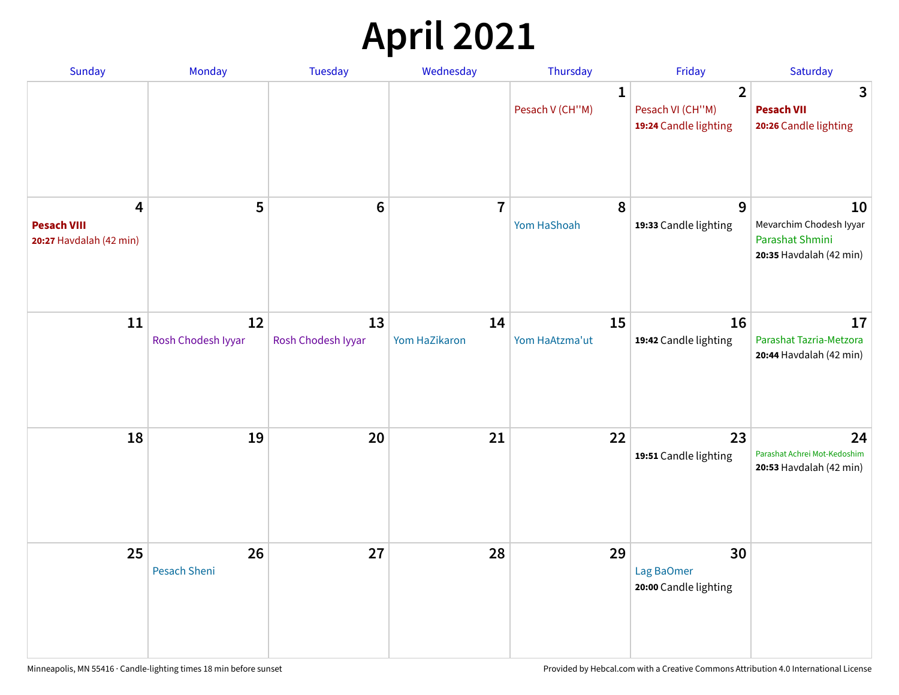# April 2021

| Sunday | Monday | Tuesday | Wednesday | Thursday | Friday | Saturday |
|---|---|---|---|---|---|---|
| | | | | **1** Pesach V (CH''M) | **2** Pesach VI (CH''M) **19:24** Candle lighting | **3** **Pesach VII** **20:26** Candle lighting |
| **4** **Pesach VIII** **20:27** Havdalah (42 min) | **5** | **6** | **7** | **8** Yom HaShoah | **9** **19:33** Candle lighting | **10** Mevarchim Chodesh Iyyar Parashat Shmini **20:35** Havdalah (42 min) |
| **11** | **12** Rosh Chodesh Iyyar | **13** Rosh Chodesh Iyyar | **14** Yom HaZikaron | **15** Yom HaAtzma'ut | **16** **19:42** Candle lighting | **17** Parashat Tazria-Metzora **20:44** Havdalah (42 min) |
| **18** | **19** | **20** | **21** | **22** | **23** **19:51** Candle lighting | **24** Parashat Achrei Mot-Kedoshim **20:53** Havdalah (42 min) |
| **25** | **26** Pesach Sheni | **27** | **28** | **29** | **30** Lag BaOmer **20:00** Candle lighting | |

Minneapolis, MN 55416 · Candle-lighting times 18 min before sunset

Provided by Hebcal.com with a Creative Commons Attribution 4.0 International License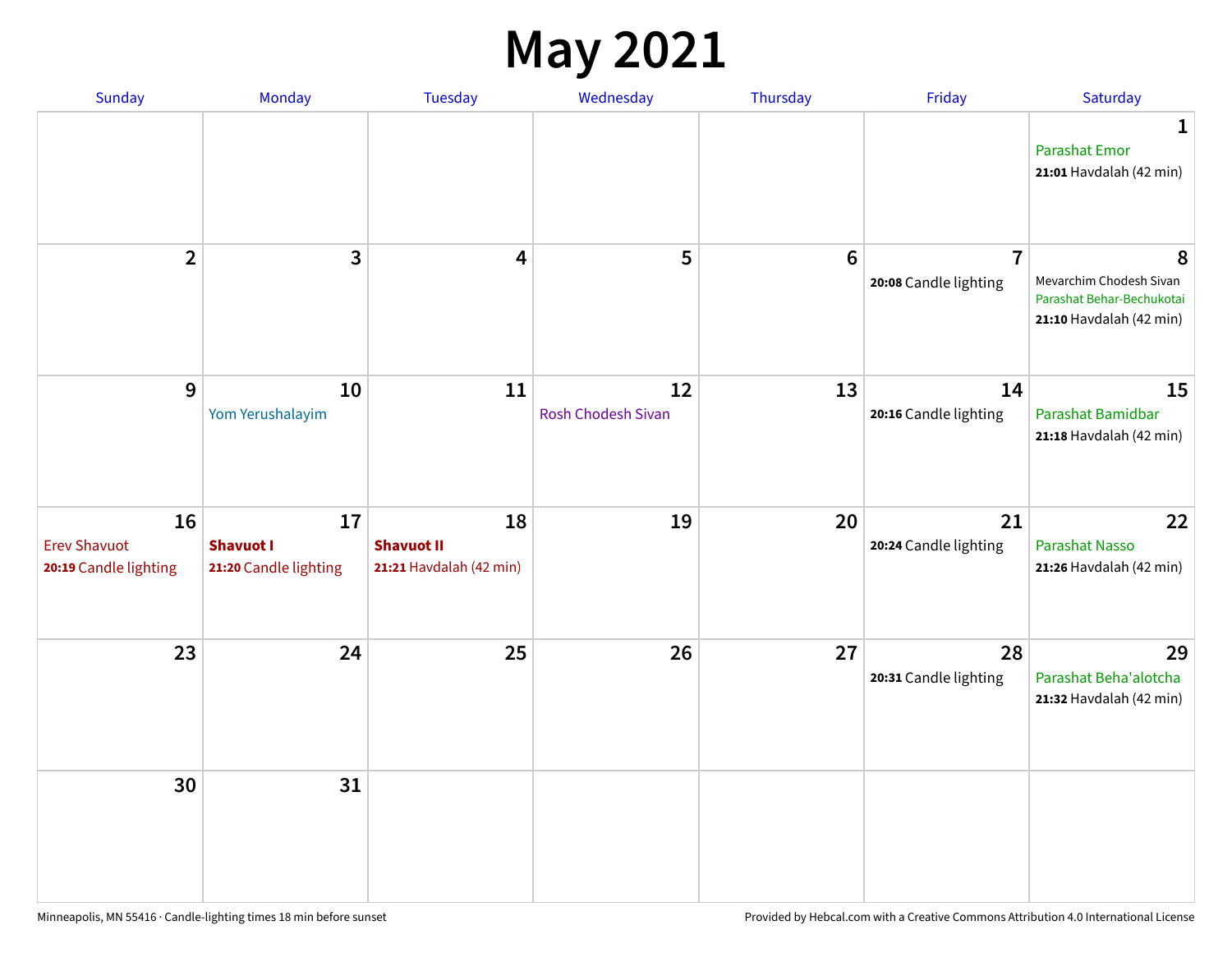# May 2021

| Sunday | Monday | Tuesday | Wednesday | Thursday | Friday | Saturday |
|---|---|---|---|---|---|---|
| | | | | | | **1** Parashat Emor **21:01** Havdalah (42 min) |
| **2** | **3** | **4** | **5** | **6** | **7** **20:08** Candle lighting | **8** Mevarchim Chodesh Sivan Parashat Behar-Bechukotai **21:10** Havdalah (42 min) |
| **9** | **10** Yom Yerushalayim | **11** | **12** Rosh Chodesh Sivan | **13** | **14** **20:16** Candle lighting | **15** Parashat Bamidbar **21:18** Havdalah (42 min) |
| **16** Erev Shavuot **20:19** Candle lighting | **17** **Shavuot I** **21:20** Candle lighting | **18** **Shavuot II** **21:21** Havdalah (42 min) | **19** | **20** | **21** **20:24** Candle lighting | **22** Parashat Nasso **21:26** Havdalah (42 min) |
| **23** | **24** | **25** | **26** | **27** | **28** **20:31** Candle lighting | **29** Parashat Beha'alotcha **21:32** Havdalah (42 min) |
| **30** | **31** | | | | | |

Minneapolis, MN 55416 · Candle-lighting times 18 min before sunset

Provided by Hebcal.com with a Creative Commons Attribution 4.0 International License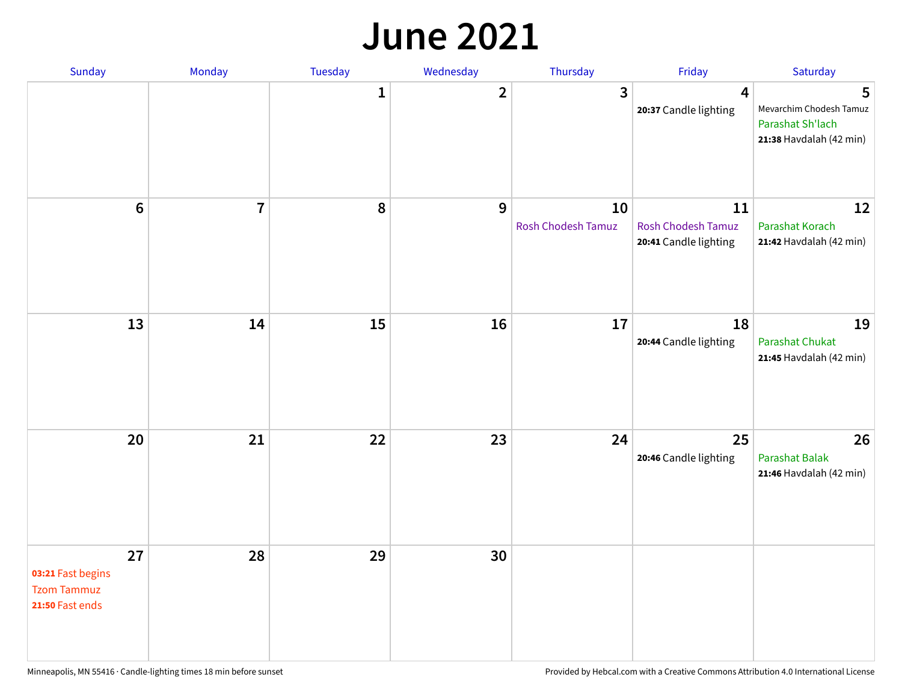# June 2021

| Sunday | Monday | Tuesday | Wednesday | Thursday | Friday | Saturday |
|---|---|---|---|---|---|---|
| | | 1 | 2 | 3 | 4<br>**20:37** Candle lighting | 5<br>Mevarchim Chodesh Tamuz<br>Parashat Sh'lach<br>**21:38** Havdalah (42 min) |
| 6 | 7 | 8 | 9 | 10<br>Rosh Chodesh Tamuz | 11<br>Rosh Chodesh Tamuz<br>**20:41** Candle lighting | 12<br>Parashat Korach<br>**21:42** Havdalah (42 min) |
| 13 | 14 | 15 | 16 | 17 | 18<br>**20:44** Candle lighting | 19<br>Parashat Chukat<br>**21:45** Havdalah (42 min) |
| 20 | 21 | 22 | 23 | 24 | 25<br>**20:46** Candle lighting | 26<br>Parashat Balak<br>**21:46** Havdalah (42 min) |
| 27<br>**03:21** Fast begins<br>Tzom Tammuz<br>**21:50** Fast ends | 28 | 29 | 30 | | | |

Minneapolis, MN 55416 · Candle-lighting times 18 min before sunset

Provided by Hebcal.com with a Creative Commons Attribution 4.0 International License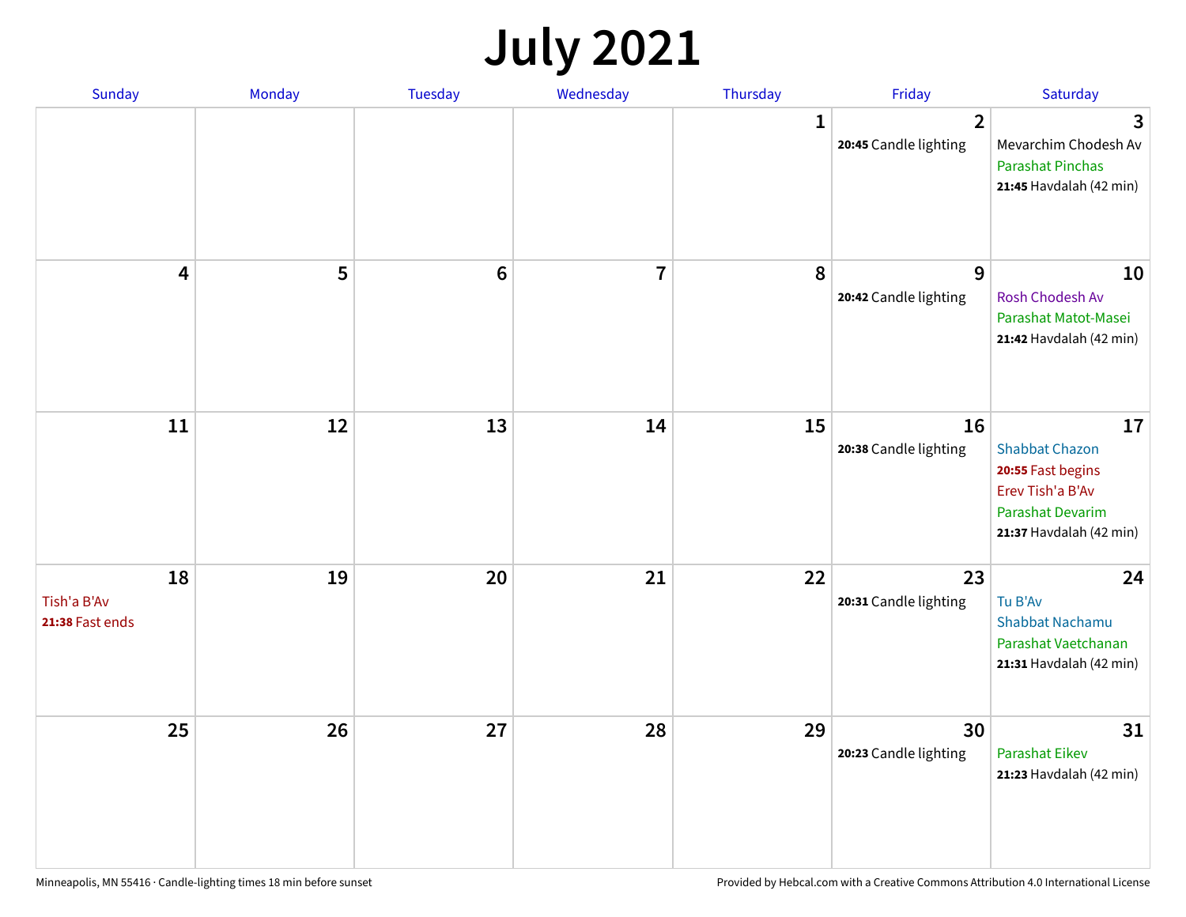# July 2021

| Sunday | Monday | Tuesday | Wednesday | Thursday | Friday | Saturday |
|---|---|---|---|---|---|---|
| | | | | 1 | 2<br>**20:45** Candle lighting | 3<br>Mevarchim Chodesh Av<br>Parashat Pinchas<br>**21:45** Havdalah (42 min) |
| 4 | 5 | 6 | 7 | 8 | 9<br>**20:42** Candle lighting | 10<br>Rosh Chodesh Av<br>Parashat Matot-Masei<br>**21:42** Havdalah (42 min) |
| 11 | 12 | 13 | 14 | 15 | 16<br>**20:38** Candle lighting | 17<br>Shabbat Chazon<br>**20:55** Fast begins<br>Erev Tish'a B'Av<br>Parashat Devarim<br>**21:37** Havdalah (42 min) |
| 18<br>Tish'a B'Av<br>**21:38** Fast ends | 19 | 20 | 21 | 22 | 23<br>**20:31** Candle lighting | 24<br>Tu B'Av<br>Shabbat Nachamu<br>Parashat Vaetchanan<br>**21:31** Havdalah (42 min) |
| 25 | 26 | 27 | 28 | 29 | 30<br>**20:23** Candle lighting | 31<br>Parashat Eikev<br>**21:23** Havdalah (42 min) |

Minneapolis, MN 55416 · Candle-lighting times 18 min before sunset

Provided by Hebcal.com with a Creative Commons Attribution 4.0 International License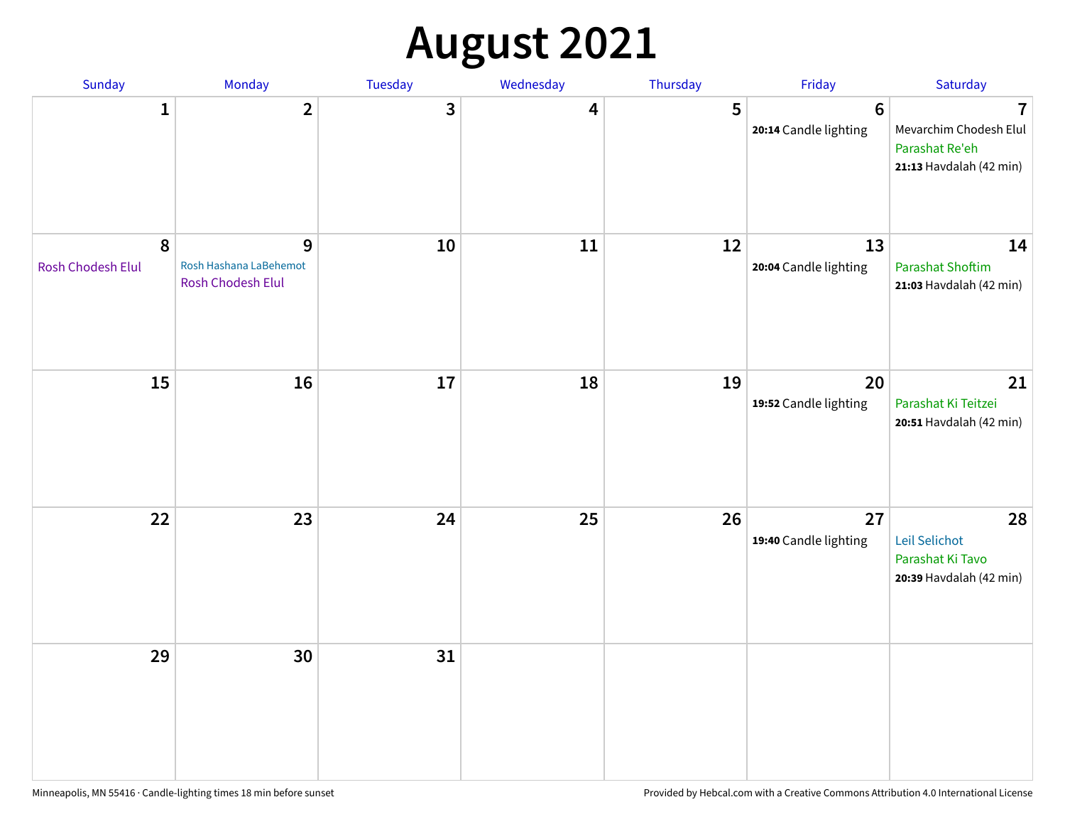# August 2021

| Sunday | Monday | Tuesday | Wednesday | Thursday | Friday | Saturday |
| --- | --- | --- | --- | --- | --- | --- |
| 1 | 2 | 3 | 4 | 5 | 6<br>**20:14** Candle lighting | 7<br>Mevarchim Chodesh Elul<br>Parashat Re'eh<br>**21:13** Havdalah (42 min) |
| 8<br>Rosh Chodesh Elul | 9<br>Rosh Hashana LaBehemot<br>Rosh Chodesh Elul | 10 | 11 | 12 | 13<br>**20:04** Candle lighting | 14<br>Parashat Shoftim<br>**21:03** Havdalah (42 min) |
| 15 | 16 | 17 | 18 | 19 | 20<br>**19:52** Candle lighting | 21<br>Parashat Ki Teitzei<br>**20:51** Havdalah (42 min) |
| 22 | 23 | 24 | 25 | 26 | 27<br>**19:40** Candle lighting | 28<br>Leil Selichot<br>Parashat Ki Tavo<br>**20:39** Havdalah (42 min) |
| 29 | 30 | 31 | | | | |

Minneapolis, MN 55416 · Candle-lighting times 18 min before sunset

Provided by Hebcal.com with a Creative Commons Attribution 4.0 International License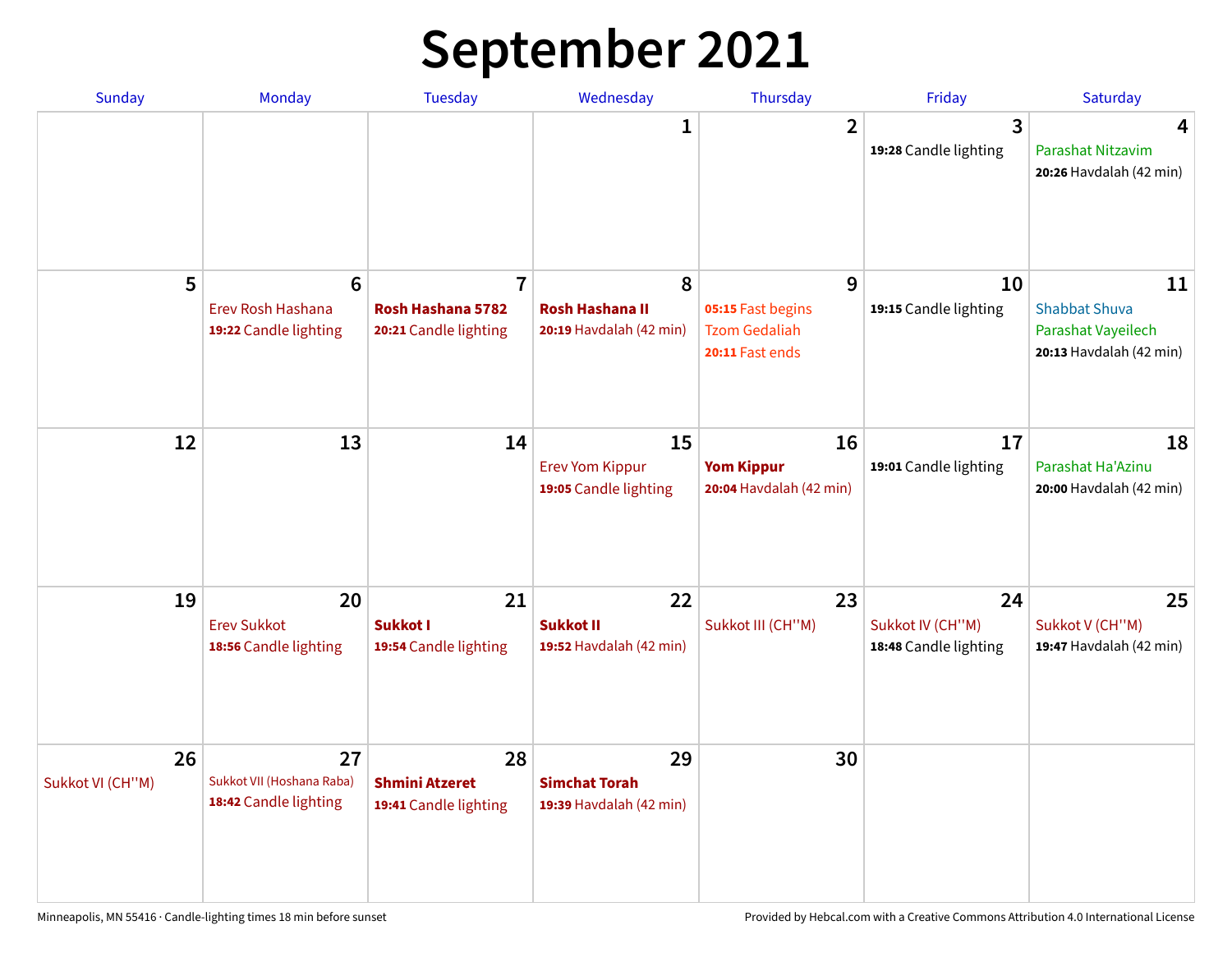# September 2021

| Sunday | Monday | Tuesday | Wednesday | Thursday | Friday | Saturday |
|---|---|---|---|---|---|---|
| | | | 1 | 2 | 3<br>**19:28** Candle lighting | 4<br>Parashat Nitzavim<br>**20:26** Havdalah (42 min) |
| 5 | 6<br>Erev Rosh Hashana<br>**19:22** Candle lighting | 7<br>**Rosh Hashana 5782**<br>**20:21** Candle lighting | 8<br>**Rosh Hashana II**<br>**20:19** Havdalah (42 min) | 9<br>**05:15** Fast begins<br>Tzom Gedaliah<br>**20:11** Fast ends | 10<br>**19:15** Candle lighting | 11<br>Shabbat Shuva<br>Parashat Vayeilech<br>**20:13** Havdalah (42 min) |
| 12 | 13 | 14 | 15<br>Erev Yom Kippur<br>**19:05** Candle lighting | 16<br>**Yom Kippur**<br>**20:04** Havdalah (42 min) | 17<br>**19:01** Candle lighting | 18<br>Parashat Ha'Azinu<br>**20:00** Havdalah (42 min) |
| 19 | 20<br>Erev Sukkot<br>**18:56** Candle lighting | 21<br>**Sukkot I**<br>**19:54** Candle lighting | 22<br>**Sukkot II**<br>**19:52** Havdalah (42 min) | 23<br>Sukkot III (CH''M) | 24<br>Sukkot IV (CH''M)<br>**18:48** Candle lighting | 25<br>Sukkot V (CH''M)<br>**19:47** Havdalah (42 min) |
| 26<br>Sukkot VI (CH''M) | 27<br>Sukkot VII (Hoshana Raba)<br>**18:42** Candle lighting | 28<br>**Shmini Atzeret**<br>**19:41** Candle lighting | 29<br>**Simchat Torah**<br>**19:39** Havdalah (42 min) | 30 | | |

Minneapolis, MN 55416 · Candle-lighting times 18 min before sunset

Provided by Hebcal.com with a Creative Commons Attribution 4.0 International License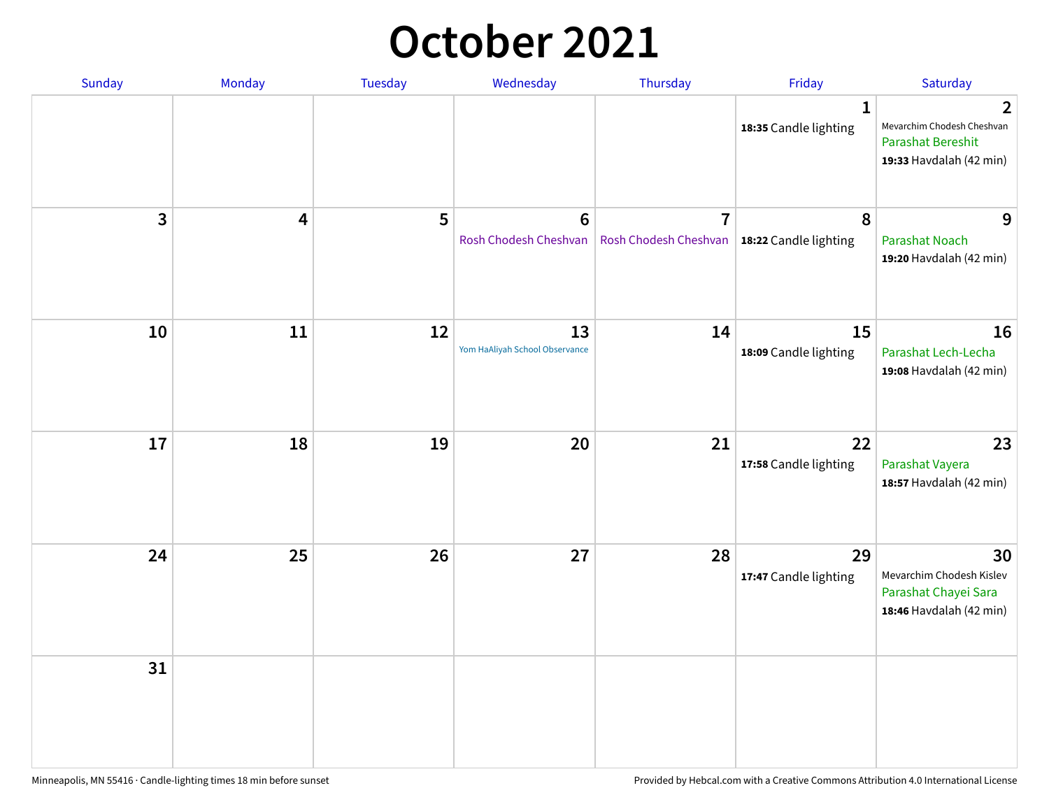# October 2021

| Sunday | Monday | Tuesday | Wednesday | Thursday | Friday | Saturday |
|---|---|---|---|---|---|---|
| | | | | | 1<br>**18:35** Candle lighting | 2<br>Mevarchim Chodesh Cheshvan<br>Parashat Bereshit<br>**19:33** Havdalah (42 min) |
| 3 | 4 | 5 | 6<br>Rosh Chodesh Cheshvan | 7<br>Rosh Chodesh Cheshvan | 8<br>**18:22** Candle lighting | 9<br>Parashat Noach<br>**19:20** Havdalah (42 min) |
| 10 | 11 | 12 | 13<br>Yom HaAliyah School Observance | 14 | 15<br>**18:09** Candle lighting | 16<br>Parashat Lech-Lecha<br>**19:08** Havdalah (42 min) |
| 17 | 18 | 19 | 20 | 21 | 22<br>**17:58** Candle lighting | 23<br>Parashat Vayera<br>**18:57** Havdalah (42 min) |
| 24 | 25 | 26 | 27 | 28 | 29<br>**17:47** Candle lighting | 30<br>Mevarchim Chodesh Kislev<br>Parashat Chayei Sara<br>**18:46** Havdalah (42 min) |
| 31 | | | | | | |

Minneapolis, MN 55416 · Candle-lighting times 18 min before sunset

Provided by Hebcal.com with a Creative Commons Attribution 4.0 International License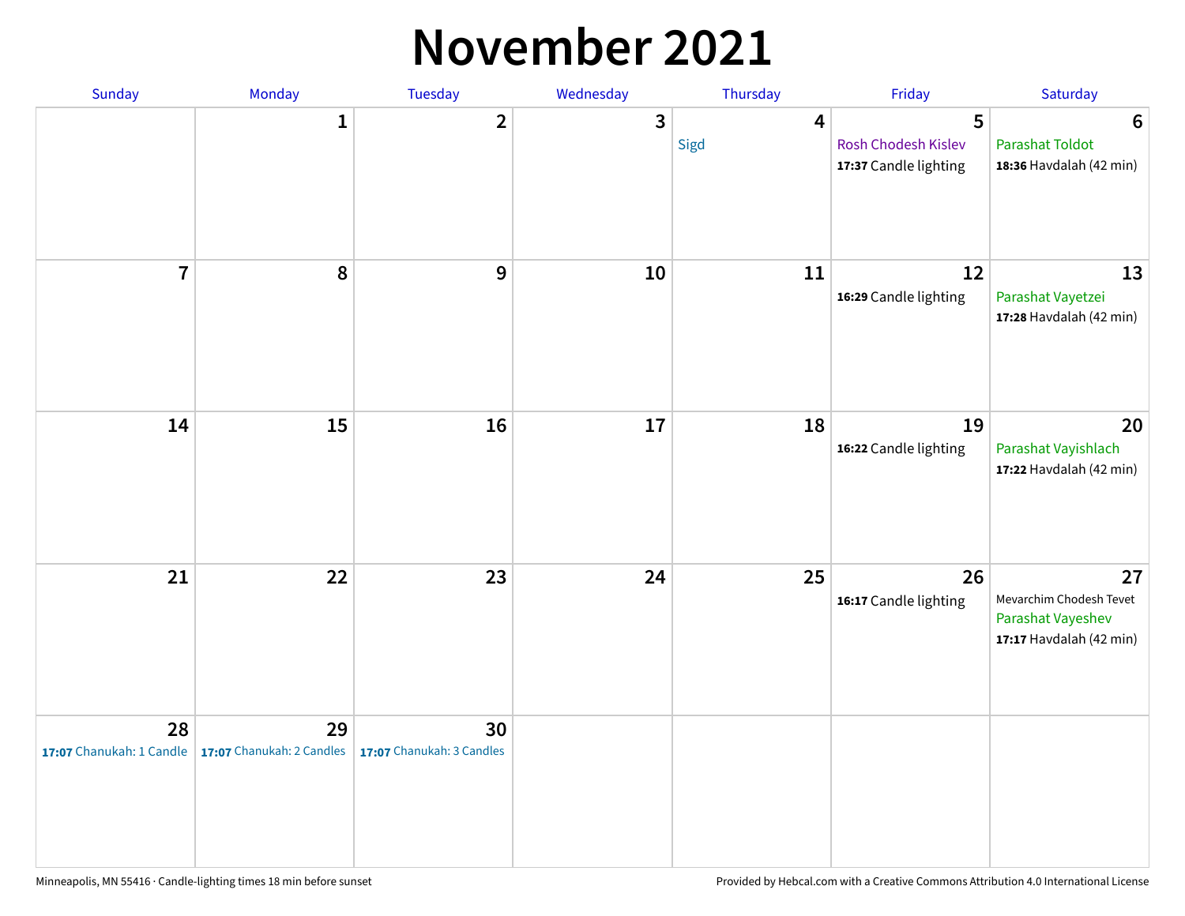# November 2021

| Sunday | Monday | Tuesday | Wednesday | Thursday | Friday | Saturday |
|---|---|---|---|---|---|---|
| | 1 | 2 | 3 | 4<br>Sigd | 5<br>Rosh Chodesh Kislev<br>**17:37** Candle lighting | 6<br>Parashat Toldot<br>**18:36** Havdalah (42 min) |
| 7 | 8 | 9 | 10 | 11 | 12<br>**16:29** Candle lighting | 13<br>Parashat Vayetzei<br>**17:28** Havdalah (42 min) |
| 14 | 15 | 16 | 17 | 18 | 19<br>**16:22** Candle lighting | 20<br>Parashat Vayishlach<br>**17:22** Havdalah (42 min) |
| 21 | 22 | 23 | 24 | 25 | 26<br>**16:17** Candle lighting | 27<br>Mevarchim Chodesh Tevet<br>Parashat Vayeshev<br>**17:17** Havdalah (42 min) |
| 28<br>**17:07** Chanukah: 1 Candle | 29<br>**17:07** Chanukah: 2 Candles | 30<br>**17:07** Chanukah: 3 Candles | | | | |

Minneapolis, MN 55416 · Candle-lighting times 18 min before sunset

Provided by Hebcal.com with a Creative Commons Attribution 4.0 International License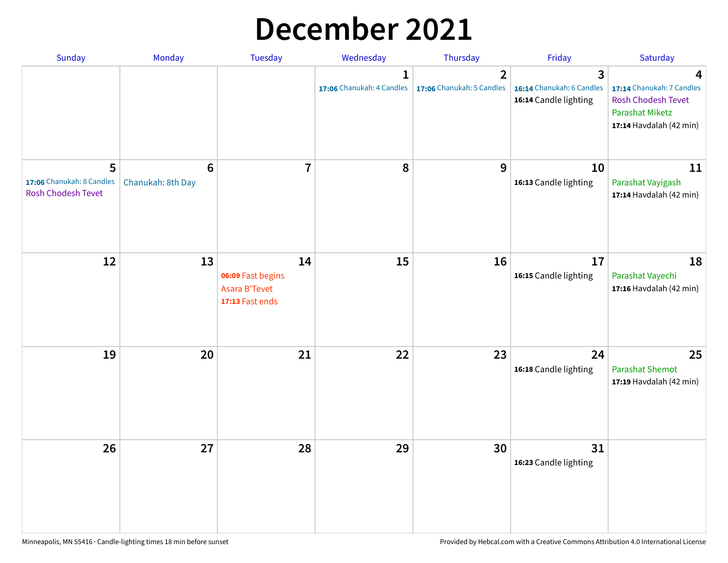# December 2021

| Sunday | Monday | Tuesday | Wednesday | Thursday | Friday | Saturday |
|---|---|---|---|---|---|---|
| | | | **1**<br>**17:06** Chanukah: 4 Candles | **2**<br>**17:06** Chanukah: 5 Candles | **3**<br>**16:14** Chanukah: 6 Candles<br>**16:14** Candle lighting | **4**<br>**17:14** Chanukah: 7 Candles<br>Rosh Chodesh Tevet<br>Parashat Miketz<br>**17:14** Havdalah (42 min) |
| **5**<br>**17:06** Chanukah: 8 Candles<br>Rosh Chodesh Tevet | **6**<br>Chanukah: 8th Day | **7** | **8** | **9** | **10**<br>**16:13** Candle lighting | **11**<br>Parashat Vayigash<br>**17:14** Havdalah (42 min) |
| **12** | **13** | **14**<br>**06:09** Fast begins<br>Asara B'Tevet<br>**17:13** Fast ends | **15** | **16** | **17**<br>**16:15** Candle lighting | **18**<br>Parashat Vayechi<br>**17:16** Havdalah (42 min) |
| **19** | **20** | **21** | **22** | **23** | **24**<br>**16:18** Candle lighting | **25**<br>Parashat Shemot<br>**17:19** Havdalah (42 min) |
| **26** | **27** | **28** | **29** | **30** | **31**<br>**16:23** Candle lighting | |

Minneapolis, MN 55416 · Candle-lighting times 18 min before sunset

Provided by Hebcal.com with a Creative Commons Attribution 4.0 International License